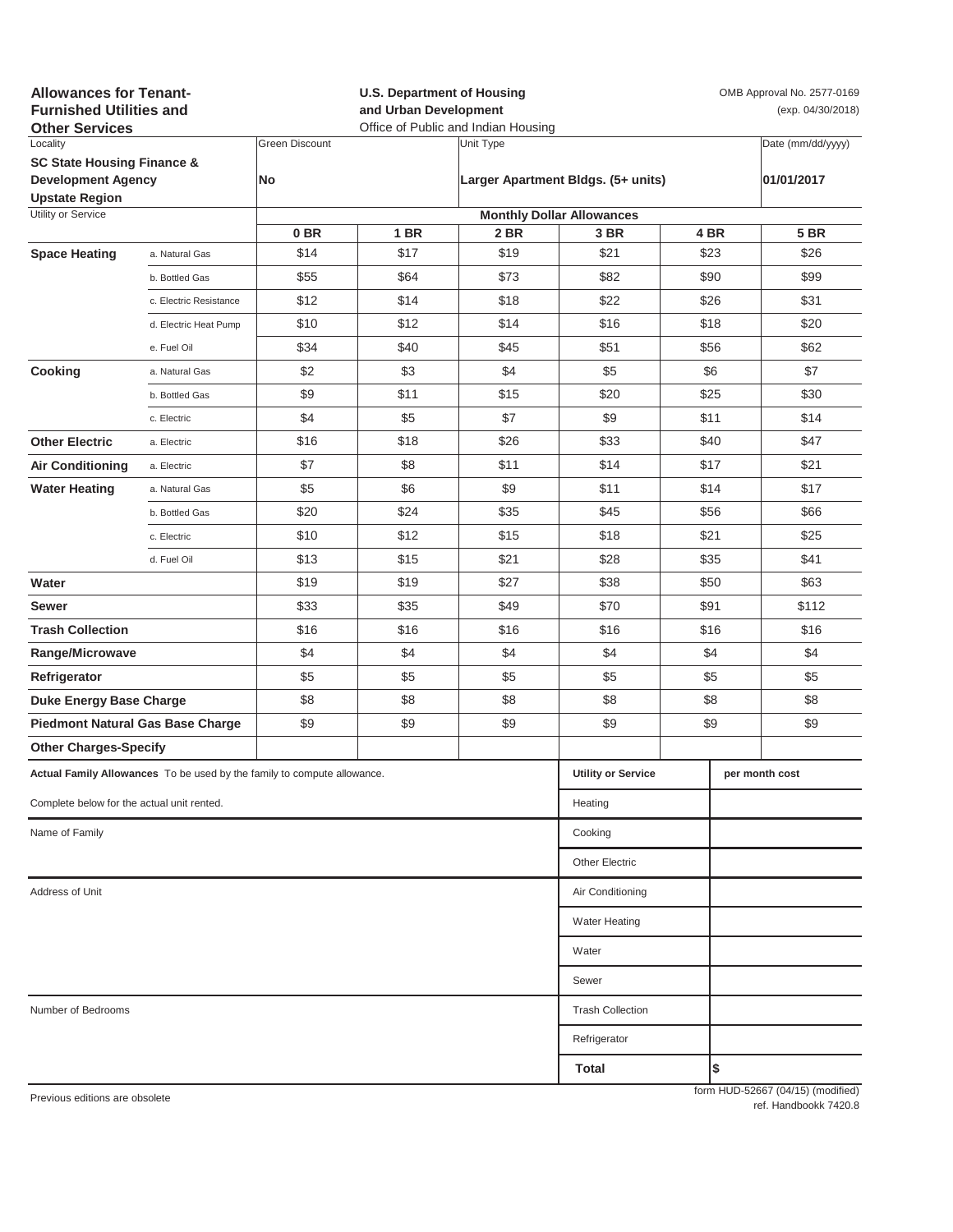**Allowances for Tenant-Furnished Utilities and Other Services**

**U.S. Department of Housing and Urban Development**
Office of Public and Indian Housing

OMB Approval No. 2577-0169
(exp. 04/30/2018)

| Locality | Green Discount | Unit Type | Date (mm/dd/yyyy) |
|---|---|---|---|
| **SC State Housing Finance & Development Agency Upstate Region** | **No** | **Larger Apartment Bldgs. (5+ units)** | **01/01/2017** |

| Utility or Service | | Monthly Dollar Allowances | | | | | |
|---|---|---|---|---|---|---|---|
| | | **0 BR** | **1 BR** | **2 BR** | **3 BR** | **4 BR** | **5 BR** |
| **Space Heating** | a. Natural Gas | $14 | $17 | $19 | $21 | $23 | $26 |
| | b. Bottled Gas | $55 | $64 | $73 | $82 | $90 | $99 |
| | c. Electric Resistance | $12 | $14 | $18 | $22 | $26 | $31 |
| | d. Electric Heat Pump | $10 | $12 | $14 | $16 | $18 | $20 |
| | e. Fuel Oil | $34 | $40 | $45 | $51 | $56 | $62 |
| **Cooking** | a. Natural Gas | $2 | $3 | $4 | $5 | $6 | $7 |
| | b. Bottled Gas | $9 | $11 | $15 | $20 | $25 | $30 |
| | c. Electric | $4 | $5 | $7 | $9 | $11 | $14 |
| **Other Electric** | a. Electric | $16 | $18 | $26 | $33 | $40 | $47 |
| **Air Conditioning** | a. Electric | $7 | $8 | $11 | $14 | $17 | $21 |
| **Water Heating** | a. Natural Gas | $5 | $6 | $9 | $11 | $14 | $17 |
| | b. Bottled Gas | $20 | $24 | $35 | $45 | $56 | $66 |
| | c. Electric | $10 | $12 | $15 | $18 | $21 | $25 |
| | d. Fuel Oil | $13 | $15 | $21 | $28 | $35 | $41 |
| **Water** | | $19 | $19 | $27 | $38 | $50 | $63 |
| **Sewer** | | $33 | $35 | $49 | $70 | $91 | $112 |
| **Trash Collection** | | $16 | $16 | $16 | $16 | $16 | $16 |
| **Range/Microwave** | | $4 | $4 | $4 | $4 | $4 | $4 |
| **Refrigerator** | | $5 | $5 | $5 | $5 | $5 | $5 |
| **Duke Energy Base Charge** | | $8 | $8 | $8 | $8 | $8 | $8 |
| **Piedmont Natural Gas Base Charge** | | $9 | $9 | $9 | $9 | $9 | $9 |
| **Other Charges-Specify** | | | | | | | |

**Actual Family Allowances** To be used by the family to compute allowance.

Complete below for the actual unit rented.

Name of Family

Address of Unit

Number of Bedrooms

| **Utility or Service** | **per month cost** |
|---|---|
| Heating | |
| Cooking | |
| Other Electric | |
| Air Conditioning | |
| Water Heating | |
| Water | |
| Sewer | |
| Trash Collection | |
| Refrigerator | |
| **Total** | **$** |

Previous editions are obsolete

form HUD-52667 (04/15) (modified)
ref. Handbookk 7420.8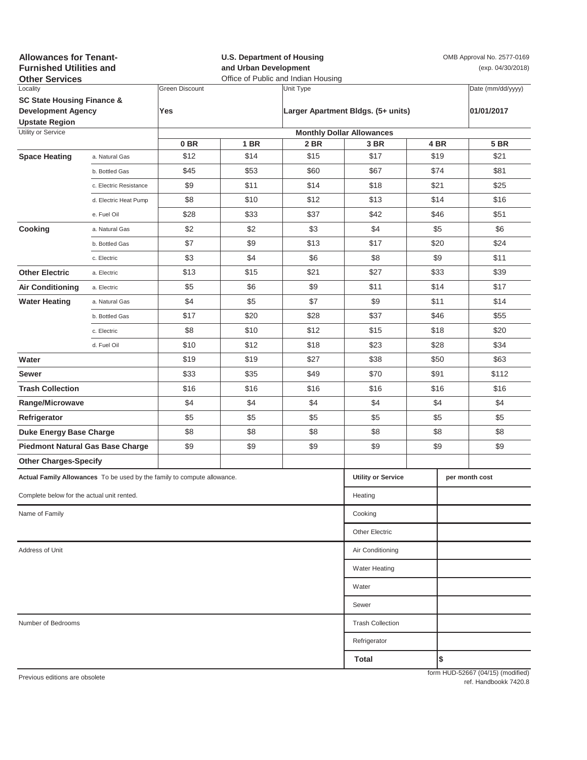**Allowances for Tenant-Furnished Utilities and Other Services**

**U.S. Department of Housing and Urban Development**
Office of Public and Indian Housing

OMB Approval No. 2577-0169
(exp. 04/30/2018)

| Locality | Green Discount | Unit Type | Date (mm/dd/yyyy) |
|---|---|---|---|
| **SC State Housing Finance & Development Agency Upstate Region** | **Yes** | **Larger Apartment Bldgs. (5+ units)** | **01/01/2017** |

| Utility or Service | | Monthly Dollar Allowances | | | | | |
|---|---|---|---|---|---|---|---|
| | | **0 BR** | **1 BR** | **2 BR** | **3 BR** | **4 BR** | **5 BR** |
| **Space Heating** | a. Natural Gas | $12 | $14 | $15 | $17 | $19 | $21 |
| | b. Bottled Gas | $45 | $53 | $60 | $67 | $74 | $81 |
| | c. Electric Resistance | $9 | $11 | $14 | $18 | $21 | $25 |
| | d. Electric Heat Pump | $8 | $10 | $12 | $13 | $14 | $16 |
| | e. Fuel Oil | $28 | $33 | $37 | $42 | $46 | $51 |
| **Cooking** | a. Natural Gas | $2 | $2 | $3 | $4 | $5 | $6 |
| | b. Bottled Gas | $7 | $9 | $13 | $17 | $20 | $24 |
| | c. Electric | $3 | $4 | $6 | $8 | $9 | $11 |
| **Other Electric** | a. Electric | $13 | $15 | $21 | $27 | $33 | $39 |
| **Air Conditioning** | a. Electric | $5 | $6 | $9 | $11 | $14 | $17 |
| **Water Heating** | a. Natural Gas | $4 | $5 | $7 | $9 | $11 | $14 |
| | b. Bottled Gas | $17 | $20 | $28 | $37 | $46 | $55 |
| | c. Electric | $8 | $10 | $12 | $15 | $18 | $20 |
| | d. Fuel Oil | $10 | $12 | $18 | $23 | $28 | $34 |
| **Water** | | $19 | $19 | $27 | $38 | $50 | $63 |
| **Sewer** | | $33 | $35 | $49 | $70 | $91 | $112 |
| **Trash Collection** | | $16 | $16 | $16 | $16 | $16 | $16 |
| **Range/Microwave** | | $4 | $4 | $4 | $4 | $4 | $4 |
| **Refrigerator** | | $5 | $5 | $5 | $5 | $5 | $5 |
| **Duke Energy Base Charge** | | $8 | $8 | $8 | $8 | $8 | $8 |
| **Piedmont Natural Gas Base Charge** | | $9 | $9 | $9 | $9 | $9 | $9 |
| **Other Charges-Specify** | | | | | | | |

**Actual Family Allowances** To be used by the family to compute allowance.

Complete below for the actual unit rented.

Name of Family

Address of Unit

Number of Bedrooms

| Utility or Service | per month cost |
|---|---|
| Heating | |
| Cooking | |
| Other Electric | |
| Air Conditioning | |
| Water Heating | |
| Water | |
| Sewer | |
| Trash Collection | |
| Refrigerator | |
| **Total** | $ |

Previous editions are obsolete

form HUD-52667 (04/15) (modified)
ref. Handbookk 7420.8